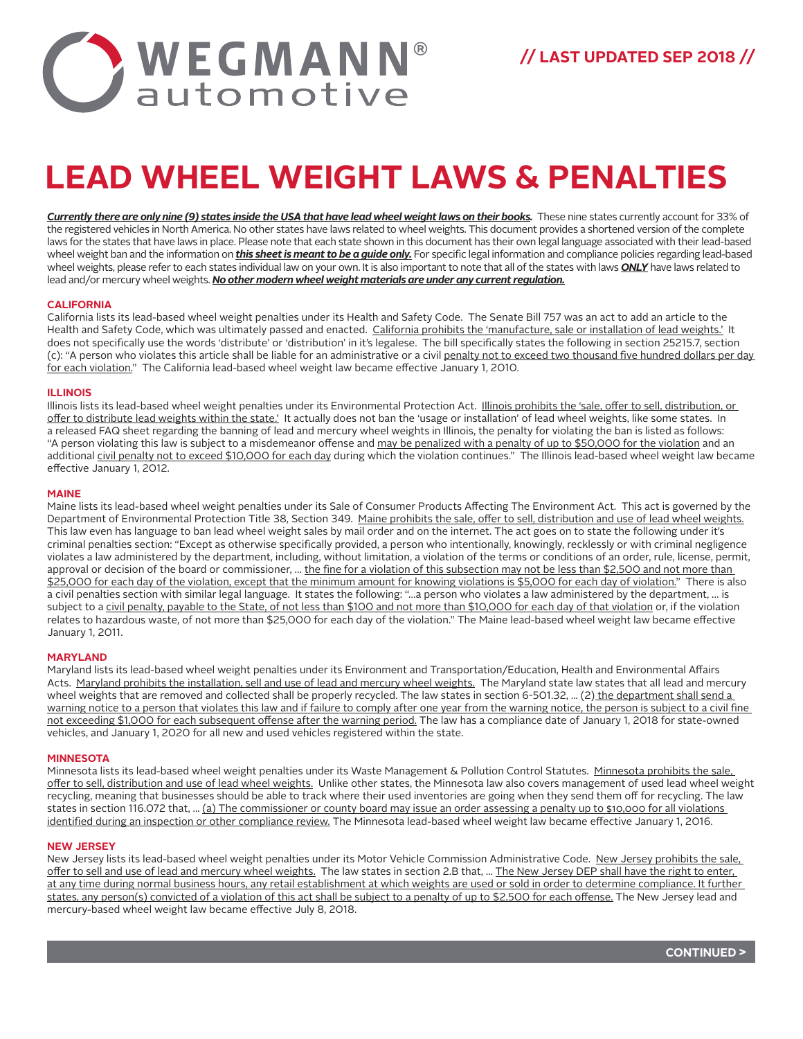WEGMANN® automotive

// LAST UPDATED SEP 2018 //

# LEAD WHEEL WEIGHT LAWS & PENALTIES

***Currently there are only nine (9) states inside the USA that have lead wheel weight laws on their books.*** These nine states currently account for 33% of the registered vehicles in North America. No other states have laws related to wheel weights. This document provides a shortened version of the complete laws for the states that have laws in place. Please note that each state shown in this document has their own legal language associated with their lead-based wheel weight ban and the information on ***this sheet is meant to be a guide only.*** For specific legal information and compliance policies regarding lead-based wheel weights, please refer to each states individual law on your own. It is also important to note that all of the states with laws ***ONLY*** have laws related to lead and/or mercury wheel weights. ***No other modern wheel weight materials are under any current regulation.***

## CALIFORNIA

California lists its lead-based wheel weight penalties under its Health and Safety Code. The Senate Bill 757 was an act to add an article to the Health and Safety Code, which was ultimately passed and enacted. California prohibits the 'manufacture, sale or installation of lead weights.' It does not specifically use the words 'distribute' or 'distribution' in it's legalese. The bill specifically states the following in section 25215.7, section (c): "A person who violates this article shall be liable for an administrative or a civil penalty not to exceed two thousand five hundred dollars per day for each violation." The California lead-based wheel weight law became effective January 1, 2010.

## ILLINOIS

Illinois lists its lead-based wheel weight penalties under its Environmental Protection Act. Illinois prohibits the 'sale, offer to sell, distribution, or offer to distribute lead weights within the state.' It actually does not ban the 'usage or installation' of lead wheel weights, like some states. In a released FAQ sheet regarding the banning of lead and mercury wheel weights in Illinois, the penalty for violating the ban is listed as follows: "A person violating this law is subject to a misdemeanor offense and may be penalized with a penalty of up to $50,000 for the violation and an additional civil penalty not to exceed $10,000 for each day during which the violation continues." The Illinois lead-based wheel weight law became effective January 1, 2012.

## MAINE

Maine lists its lead-based wheel weight penalties under its Sale of Consumer Products Affecting The Environment Act. This act is governed by the Department of Environmental Protection Title 38, Section 349. Maine prohibits the sale, offer to sell, distribution and use of lead wheel weights. This law even has language to ban lead wheel weight sales by mail order and on the internet. The act goes on to state the following under it's criminal penalties section: "Except as otherwise specifically provided, a person who intentionally, knowingly, recklessly or with criminal negligence violates a law administered by the department, including, without limitation, a violation of the terms or conditions of an order, rule, license, permit, approval or decision of the board or commissioner, … the fine for a violation of this subsection may not be less than $2,500 and not more than $25,000 for each day of the violation, except that the minimum amount for knowing violations is $5,000 for each day of violation." There is also a civil penalties section with similar legal language. It states the following: "…a person who violates a law administered by the department, … is subject to a civil penalty, payable to the State, of not less than $100 and not more than $10,000 for each day of that violation or, if the violation relates to hazardous waste, of not more than $25,000 for each day of the violation." The Maine lead-based wheel weight law became effective January 1, 2011.

## MARYLAND

Maryland lists its lead-based wheel weight penalties under its Environment and Transportation/Education, Health and Environmental Affairs Acts. Maryland prohibits the installation, sell and use of lead and mercury wheel weights. The Maryland state law states that all lead and mercury wheel weights that are removed and collected shall be properly recycled. The law states in section 6-501.32, … (2) the department shall send a warning notice to a person that violates this law and if failure to comply after one year from the warning notice, the person is subject to a civil fine not exceeding $1,000 for each subsequent offense after the warning period. The law has a compliance date of January 1, 2018 for state-owned vehicles, and January 1, 2020 for all new and used vehicles registered within the state.

## MINNESOTA

Minnesota lists its lead-based wheel weight penalties under its Waste Management & Pollution Control Statutes. Minnesota prohibits the sale, offer to sell, distribution and use of lead wheel weights. Unlike other states, the Minnesota law also covers management of used lead wheel weight recycling, meaning that businesses should be able to track where their used inventories are going when they send them off for recycling. The law states in section 116.072 that, … (a) The commissioner or county board may issue an order assessing a penalty up to $10,000 for all violations identified during an inspection or other compliance review. The Minnesota lead-based wheel weight law became effective January 1, 2016.

## NEW JERSEY

New Jersey lists its lead-based wheel weight penalties under its Motor Vehicle Commission Administrative Code. New Jersey prohibits the sale, offer to sell and use of lead and mercury wheel weights. The law states in section 2.B that, … The New Jersey DEP shall have the right to enter, at any time during normal business hours, any retail establishment at which weights are used or sold in order to determine compliance. It further states, any person(s) convicted of a violation of this act shall be subject to a penalty of up to $2,500 for each offense. The New Jersey lead and mercury-based wheel weight law became effective July 8, 2018.

CONTINUED >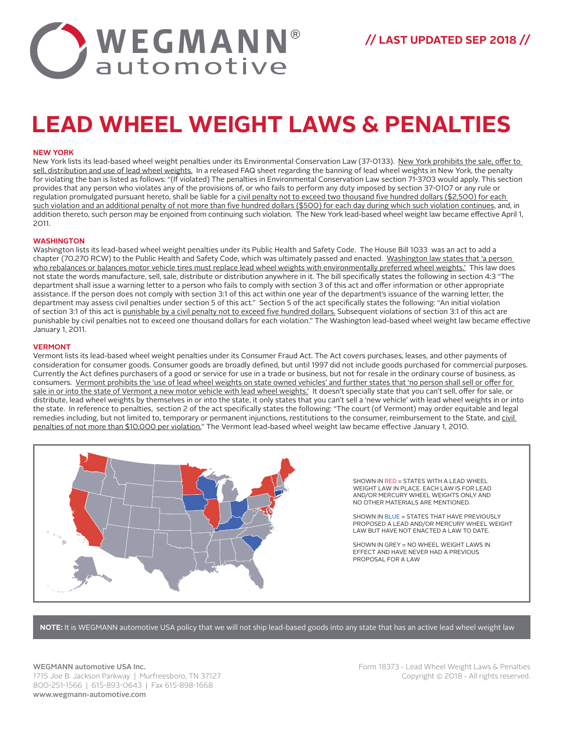// LAST UPDATED SEP 2018 //

# LEAD WHEEL WEIGHT LAWS & PENALTIES

**NEW YORK**

New York lists its lead-based wheel weight penalties under its Environmental Conservation Law (37-0133). New York prohibits the sale, offer to sell, distribution and use of lead wheel weights. In a released FAQ sheet regarding the banning of lead wheel weights in New York, the penalty for violating the ban is listed as follows: "(If violated) The penalties in Environmental Conservation Law section 71-3703 would apply. This section provides that any person who violates any of the provisions of, or who fails to perform any duty imposed by section 37-0107 or any rule or regulation promulgated pursuant hereto, shall be liable for a civil penalty not to exceed two thousand five hundred dollars ($2,500) for each such violation and an additional penalty of not more than five hundred dollars ($500) for each day during which such violation continues, and, in addition thereto, such person may be enjoined from continuing such violation. The New York lead-based wheel weight law became effective April 1, 2011.

**WASHINGTON**

Washington lists its lead-based wheel weight penalties under its Public Health and Safety Code. The House Bill 1033 was an act to add a chapter (70.270 RCW) to the Public Health and Safety Code, which was ultimately passed and enacted. Washington law states that 'a person who rebalances or balances motor vehicle tires must replace lead wheel weights with environmentally preferred wheel weights.' This law does not state the words manufacture, sell, sale, distribute or distribution anywhere in it. The bill specifically states the following in section 4:3 "The department shall issue a warning letter to a person who fails to comply with section 3 of this act and offer information or other appropriate assistance. If the person does not comply with section 3:1 of this act within one year of the department's issuance of the warning letter, the department may assess civil penalties under section 5 of this act." Section 5 of the act specifically states the following: "An initial violation of section 3:1 of this act is punishable by a civil penalty not to exceed five hundred dollars. Subsequent violations of section 3:1 of this act are punishable by civil penalties not to exceed one thousand dollars for each violation." The Washington lead-based wheel weight law became effective January 1, 2011.

**VERMONT**

Vermont lists its lead-based wheel weight penalties under its Consumer Fraud Act. The Act covers purchases, leases, and other payments of consideration for consumer goods. Consumer goods are broadly defined, but until 1997 did not include goods purchased for commercial purposes. Currently the Act defines purchasers of a good or service for use in a trade or business, but not for resale in the ordinary course of business, as consumers. Vermont prohibits the 'use of lead wheel weights on state owned vehicles' and further states that 'no person shall sell or offer for sale in or into the state of Vermont a new motor vehicle with lead wheel weights.' It doesn't specially state that you can't sell, offer for sale, or distribute, lead wheel weights by themselves in or into the state, it only states that you can't sell a 'new vehicle' with lead wheel weights in or into the state. In reference to penalties, section 2 of the act specifically states the following: "The court (of Vermont) may order equitable and legal remedies including, but not limited to, temporary or permanent injunctions, restitutions to the consumer, reimbursement to the State, and civil penalties of not more than $10,000 per violation." The Vermont lead-based wheel weight law became effective January 1, 2010.

SHOWN IN RED = STATES WITH A LEAD WHEEL WEIGHT LAW IN PLACE. EACH LAW IS FOR LEAD AND/OR MERCURY WHEEL WEIGHTS ONLY AND NO OTHER MATERIALS ARE MENTIONED.

SHOWN IN BLUE = STATES THAT HAVE PREVIOUSLY PROPOSED A LEAD AND/OR MERCURY WHEEL WEIGHT LAW BUT HAVE NOT ENACTED A LAW TO DATE.

SHOWN IN GREY = NO WHEEL WEIGHT LAWS IN EFFECT AND HAVE NEVER HAD A PREVIOUS PROPOSAL FOR A LAW

**NOTE:** It is WEGMANN automotive USA policy that we will not ship lead-based goods into any state that has an active lead wheel weight law

**WEGMANN automotive USA Inc.**
1715 Joe B. Jackson Parkway | Murfreesboro, TN 37127
800-251-1566 | 615-893-0643 | Fax 615-898-1668
**www.wegmann-automotive.com**

Form 18373 - Lead Wheel Weight Laws & Penalties
Copyright © 2018 - All rights reserved.